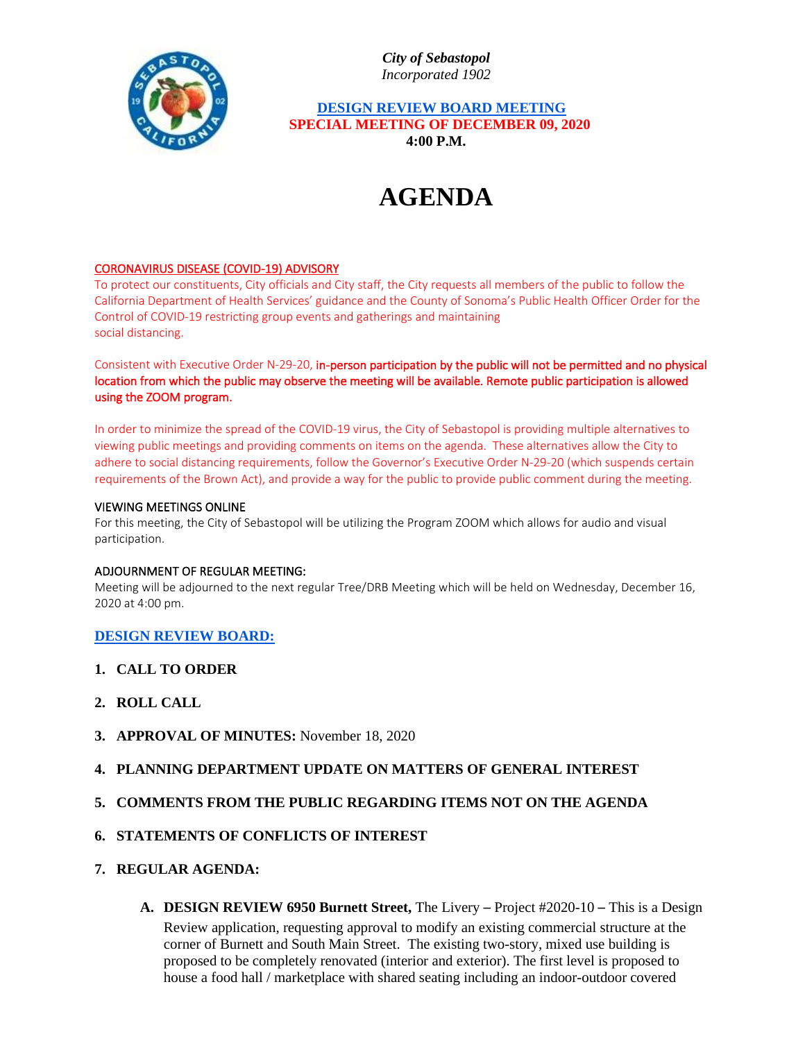*City of Sebastopol*
*Incorporated 1902*

**DESIGN REVIEW BOARD MEETING**
**SPECIAL MEETING OF DECEMBER 09, 2020**
**4:00 P.M.**

# AGENDA

CORONAVIRUS DISEASE (COVID-19) ADVISORY

To protect our constituents, City officials and City staff, the City requests all members of the public to follow the California Department of Health Services' guidance and the County of Sonoma's Public Health Officer Order for the Control of COVID-19 restricting group events and gatherings and maintaining social distancing.

Consistent with Executive Order N-29-20, **in-person participation by the public will not be permitted and no physical location from which the public may observe the meeting will be available. Remote public participation is allowed using the ZOOM program.**

In order to minimize the spread of the COVID-19 virus, the City of Sebastopol is providing multiple alternatives to viewing public meetings and providing comments on items on the agenda. These alternatives allow the City to adhere to social distancing requirements, follow the Governor's Executive Order N-29-20 (which suspends certain requirements of the Brown Act), and provide a way for the public to provide public comment during the meeting.

VIEWING MEETINGS ONLINE

For this meeting, the City of Sebastopol will be utilizing the Program ZOOM which allows for audio and visual participation.

ADJOURNMENT OF REGULAR MEETING:

Meeting will be adjourned to the next regular Tree/DRB Meeting which will be held on Wednesday, December 16, 2020 at 4:00 pm.

## DESIGN REVIEW BOARD:

1. **CALL TO ORDER**
2. **ROLL CALL**
3. **APPROVAL OF MINUTES:** November 18, 2020
4. **PLANNING DEPARTMENT UPDATE ON MATTERS OF GENERAL INTEREST**
5. **COMMENTS FROM THE PUBLIC REGARDING ITEMS NOT ON THE AGENDA**
6. **STATEMENTS OF CONFLICTS OF INTEREST**
7. **REGULAR AGENDA:**

   A. **DESIGN REVIEW 6950 Burnett Street,** The Livery – Project #2020-10 – This is a Design Review application, requesting approval to modify an existing commercial structure at the corner of Burnett and South Main Street. The existing two-story, mixed use building is proposed to be completely renovated (interior and exterior). The first level is proposed to house a food hall / marketplace with shared seating including an indoor-outdoor covered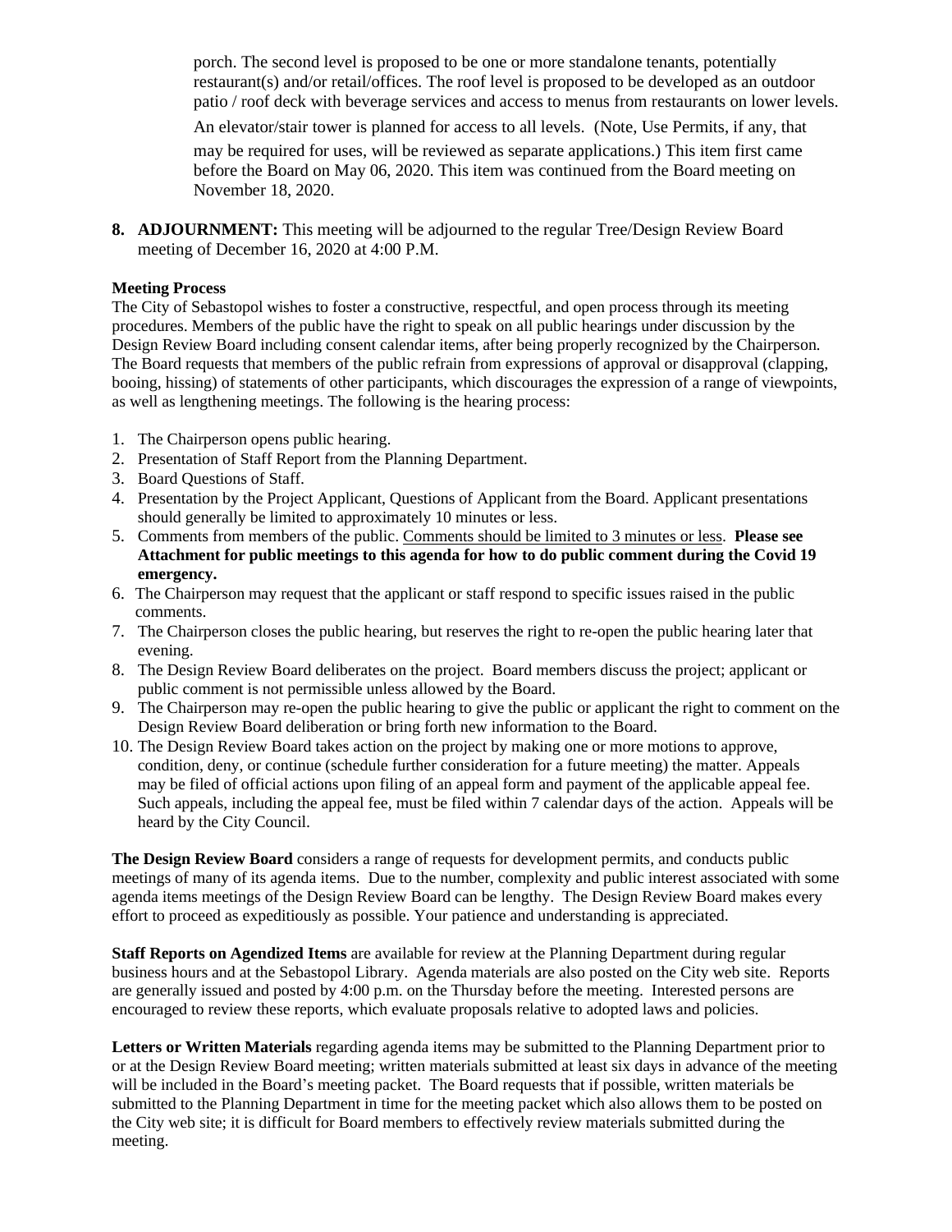porch. The second level is proposed to be one or more standalone tenants, potentially restaurant(s) and/or retail/offices. The roof level is proposed to be developed as an outdoor patio / roof deck with beverage services and access to menus from restaurants on lower levels. An elevator/stair tower is planned for access to all levels. (Note, Use Permits, if any, that may be required for uses, will be reviewed as separate applications.) This item first came before the Board on May 06, 2020. This item was continued from the Board meeting on November 18, 2020.

**8. ADJOURNMENT:** This meeting will be adjourned to the regular Tree/Design Review Board meeting of December 16, 2020 at 4:00 P.M.

**Meeting Process**

The City of Sebastopol wishes to foster a constructive, respectful, and open process through its meeting procedures. Members of the public have the right to speak on all public hearings under discussion by the Design Review Board including consent calendar items, after being properly recognized by the Chairperson. The Board requests that members of the public refrain from expressions of approval or disapproval (clapping, booing, hissing) of statements of other participants, which discourages the expression of a range of viewpoints, as well as lengthening meetings. The following is the hearing process:

1. The Chairperson opens public hearing.
2. Presentation of Staff Report from the Planning Department.
3. Board Questions of Staff.
4. Presentation by the Project Applicant, Questions of Applicant from the Board. Applicant presentations should generally be limited to approximately 10 minutes or less.
5. Comments from members of the public. Comments should be limited to 3 minutes or less. **Please see Attachment for public meetings to this agenda for how to do public comment during the Covid 19 emergency.**
6. The Chairperson may request that the applicant or staff respond to specific issues raised in the public comments.
7. The Chairperson closes the public hearing, but reserves the right to re-open the public hearing later that evening.
8. The Design Review Board deliberates on the project. Board members discuss the project; applicant or public comment is not permissible unless allowed by the Board.
9. The Chairperson may re-open the public hearing to give the public or applicant the right to comment on the Design Review Board deliberation or bring forth new information to the Board.
10. The Design Review Board takes action on the project by making one or more motions to approve, condition, deny, or continue (schedule further consideration for a future meeting) the matter. Appeals may be filed of official actions upon filing of an appeal form and payment of the applicable appeal fee. Such appeals, including the appeal fee, must be filed within 7 calendar days of the action. Appeals will be heard by the City Council.

**The Design Review Board** considers a range of requests for development permits, and conducts public meetings of many of its agenda items. Due to the number, complexity and public interest associated with some agenda items meetings of the Design Review Board can be lengthy. The Design Review Board makes every effort to proceed as expeditiously as possible. Your patience and understanding is appreciated.

**Staff Reports on Agendized Items** are available for review at the Planning Department during regular business hours and at the Sebastopol Library. Agenda materials are also posted on the City web site. Reports are generally issued and posted by 4:00 p.m. on the Thursday before the meeting. Interested persons are encouraged to review these reports, which evaluate proposals relative to adopted laws and policies.

**Letters or Written Materials** regarding agenda items may be submitted to the Planning Department prior to or at the Design Review Board meeting; written materials submitted at least six days in advance of the meeting will be included in the Board's meeting packet. The Board requests that if possible, written materials be submitted to the Planning Department in time for the meeting packet which also allows them to be posted on the City web site; it is difficult for Board members to effectively review materials submitted during the meeting.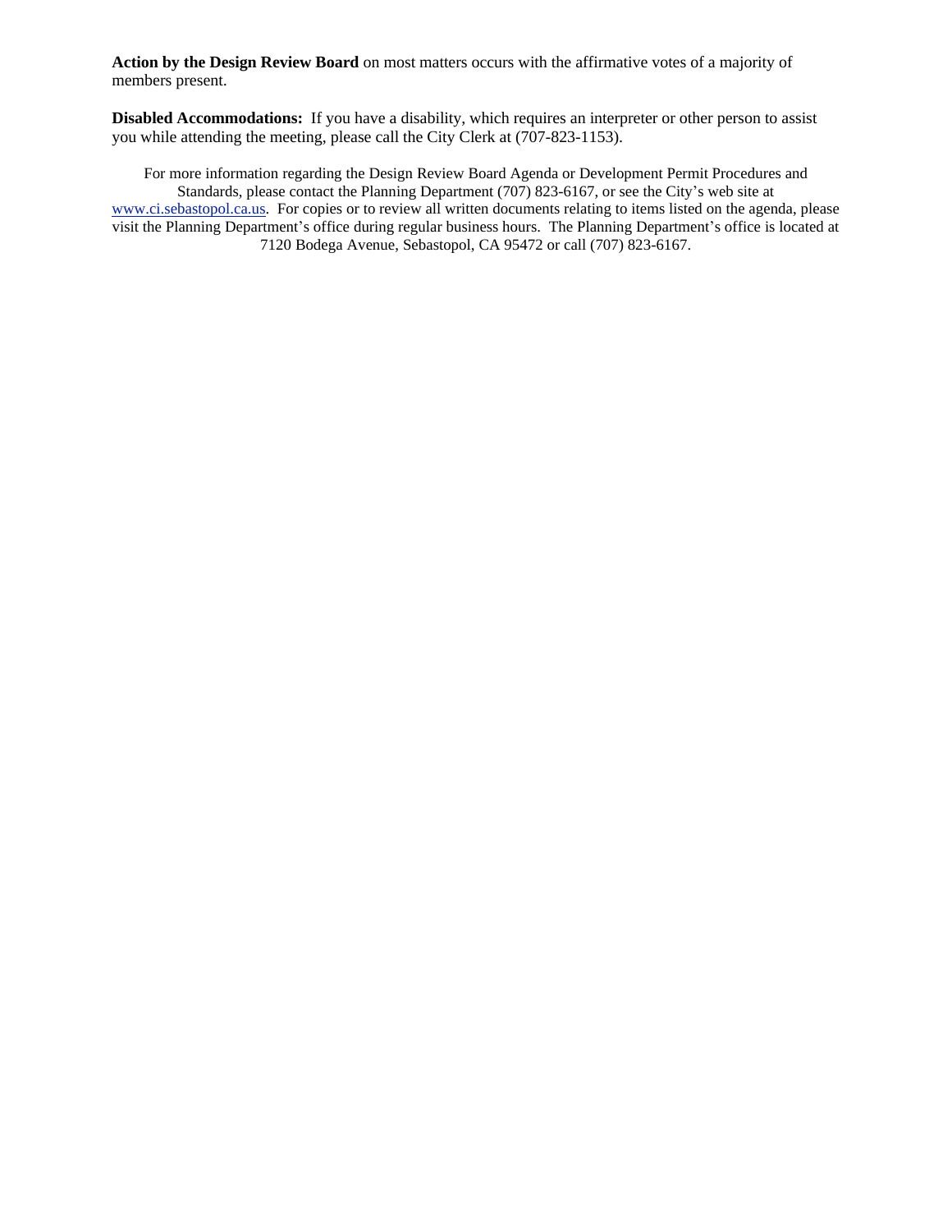**Action by the Design Review Board** on most matters occurs with the affirmative votes of a majority of members present.

**Disabled Accommodations:** If you have a disability, which requires an interpreter or other person to assist you while attending the meeting, please call the City Clerk at (707-823-1153).

For more information regarding the Design Review Board Agenda or Development Permit Procedures and Standards, please contact the Planning Department (707) 823-6167, or see the City's web site at www.ci.sebastopol.ca.us. For copies or to review all written documents relating to items listed on the agenda, please visit the Planning Department's office during regular business hours. The Planning Department's office is located at 7120 Bodega Avenue, Sebastopol, CA 95472 or call (707) 823-6167.